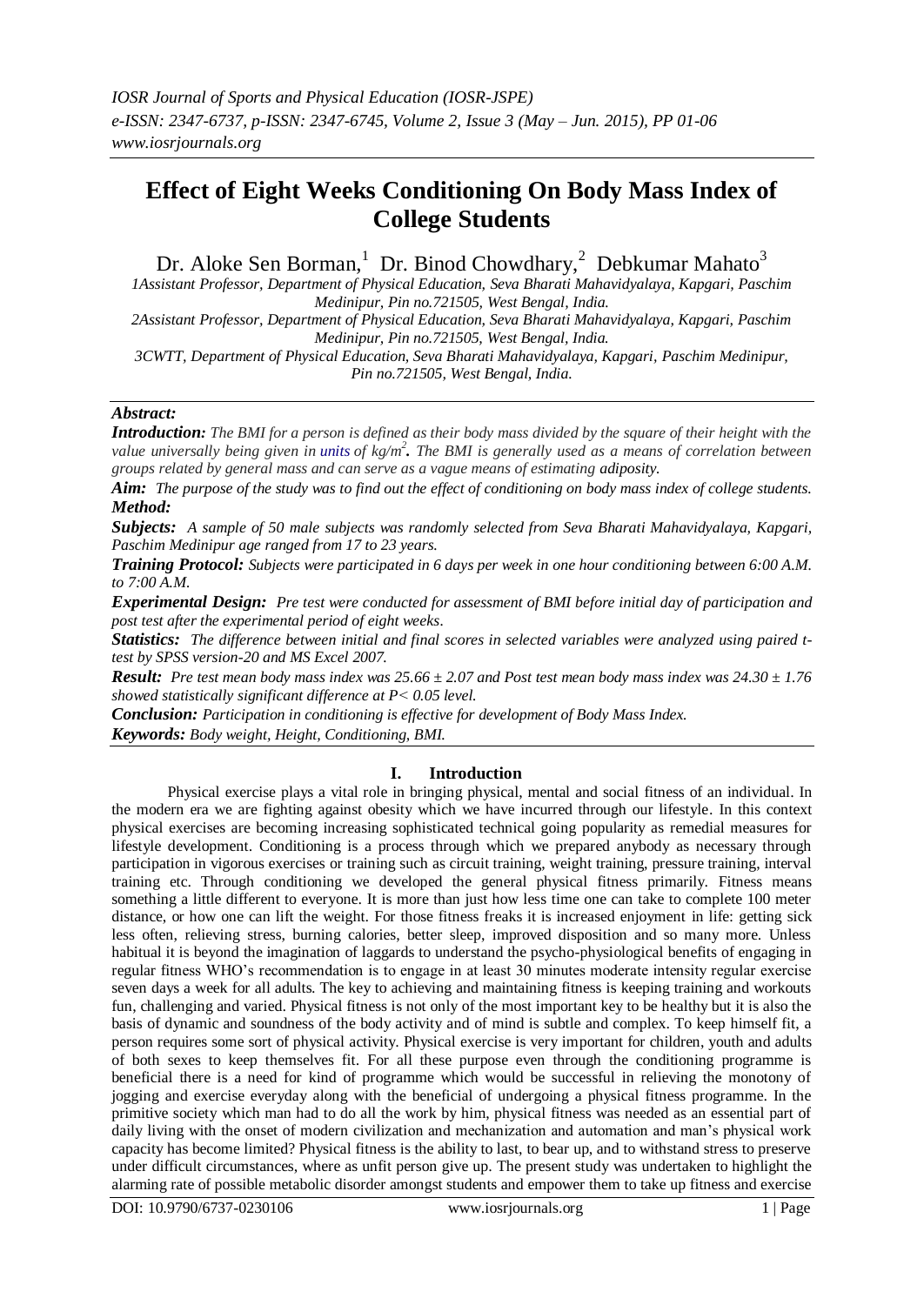# Effect of Eight Weeks Conditioning On Body Mass Index of College Students

Dr. Aloke Sen Borman,[1] Dr. Binod Chowdhary,[2] Debkumar Mahato[3]

*1Assistant Professor, Department of Physical Education, Seva Bharati Mahavidyalaya, Kapgari, Paschim Medinipur, Pin no.721505, West Bengal, India.*
*2Assistant Professor, Department of Physical Education, Seva Bharati Mahavidyalaya, Kapgari, Paschim Medinipur, Pin no.721505, West Bengal, India.*
*3CWTT, Department of Physical Education, Seva Bharati Mahavidyalaya, Kapgari, Paschim Medinipur, Pin no.721505, West Bengal, India.*

***Abstract:***

***Introduction:*** *The BMI for a person is defined as their body mass divided by the square of their height with the value universally being given in units of kg/m$^2$. The BMI is generally used as a means of correlation between groups related by general mass and can serve as a vague means of estimating adiposity.*

***Aim:*** *The purpose of the study was to find out the effect of conditioning on body mass index of college students.*

***Method:***

***Subjects:*** *A sample of 50 male subjects was randomly selected from Seva Bharati Mahavidyalaya, Kapgari, Paschim Medinipur age ranged from 17 to 23 years.*

***Training Protocol:*** *Subjects were participated in 6 days per week in one hour conditioning between 6:00 A.M. to 7:00 A.M.*

***Experimental Design:*** *Pre test were conducted for assessment of BMI before initial day of participation and post test after the experimental period of eight weeks.*

***Statistics:*** *The difference between initial and final scores in selected variables were analyzed using paired t-test by SPSS version-20 and MS Excel 2007.*

***Result:*** *Pre test mean body mass index was $25.66 \pm 2.07$ and Post test mean body mass index was $24.30 \pm 1.76$ showed statistically significant difference at $P < 0.05$ level.*

***Conclusion:*** *Participation in conditioning is effective for development of Body Mass Index.*

***Keywords:*** *Body weight, Height, Conditioning, BMI.*

## I. Introduction

Physical exercise plays a vital role in bringing physical, mental and social fitness of an individual. In the modern era we are fighting against obesity which we have incurred through our lifestyle. In this context physical exercises are becoming increasing sophisticated technical going popularity as remedial measures for lifestyle development. Conditioning is a process through which we prepared anybody as necessary through participation in vigorous exercises or training such as circuit training, weight training, pressure training, interval training etc. Through conditioning we developed the general physical fitness primarily. Fitness means something a little different to everyone. It is more than just how less time one can take to complete 100 meter distance, or how one can lift the weight. For those fitness freaks it is increased enjoyment in life: getting sick less often, relieving stress, burning calories, better sleep, improved disposition and so many more. Unless habitual it is beyond the imagination of laggards to understand the psycho-physiological benefits of engaging in regular fitness WHO's recommendation is to engage in at least 30 minutes moderate intensity regular exercise seven days a week for all adults. The key to achieving and maintaining fitness is keeping training and workouts fun, challenging and varied. Physical fitness is not only of the most important key to be healthy but it is also the basis of dynamic and soundness of the body activity and of mind is subtle and complex. To keep himself fit, a person requires some sort of physical activity. Physical exercise is very important for children, youth and adults of both sexes to keep themselves fit. For all these purpose even through the conditioning programme is beneficial there is a need for kind of programme which would be successful in relieving the monotony of jogging and exercise everyday along with the beneficial of undergoing a physical fitness programme. In the primitive society which man had to do all the work by him, physical fitness was needed as an essential part of daily living with the onset of modern civilization and mechanization and automation and man's physical work capacity has become limited? Physical fitness is the ability to last, to bear up, and to withstand stress to preserve under difficult circumstances, where as unfit person give up. The present study was undertaken to highlight the alarming rate of possible metabolic disorder amongst students and empower them to take up fitness and exercise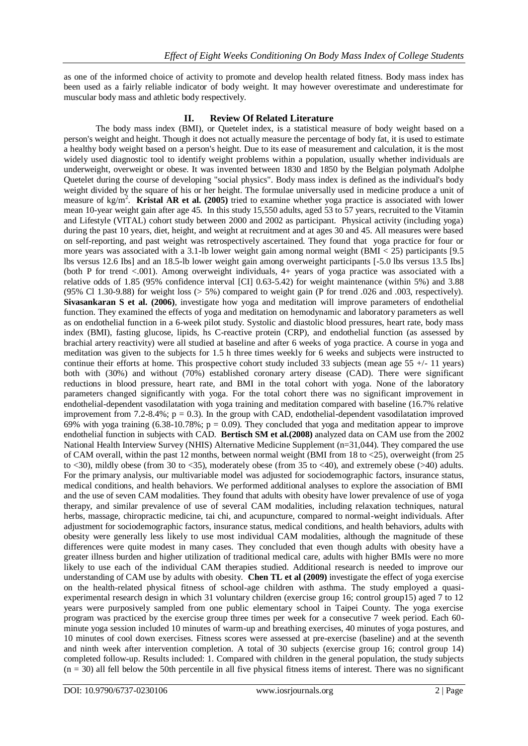as one of the informed choice of activity to promote and develop health related fitness. Body mass index has been used as a fairly reliable indicator of body weight. It may however overestimate and underestimate for muscular body mass and athletic body respectively.

## II. Review Of Related Literature

The body mass index (BMI), or Quetelet index, is a statistical measure of body weight based on a person's weight and height. Though it does not actually measure the percentage of body fat, it is used to estimate a healthy body weight based on a person's height. Due to its ease of measurement and calculation, it is the most widely used diagnostic tool to identify weight problems within a population, usually whether individuals are underweight, overweight or obese. It was invented between 1830 and 1850 by the Belgian polymath Adolphe Quetelet during the course of developing "social physics". Body mass index is defined as the individual's body weight divided by the square of his or her height. The formulae universally used in medicine produce a unit of measure of $kg/m^2$. **Kristal AR et al. (2005)** tried to examine whether yoga practice is associated with lower mean 10-year weight gain after age 45. In this study 15,550 adults, aged 53 to 57 years, recruited to the Vitamin and Lifestyle (VITAL) cohort study between 2000 and 2002 as participant. Physical activity (including yoga) during the past 10 years, diet, height, and weight at recruitment and at ages 30 and 45. All measures were based on self-reporting, and past weight was retrospectively ascertained. They found that yoga practice for four or more years was associated with a 3.1-lb lower weight gain among normal weight (BMI < 25) participants [9.5 lbs versus 12.6 lbs] and an 18.5-lb lower weight gain among overweight participants [-5.0 lbs versus 13.5 lbs] (both P for trend <.001). Among overweight individuals, 4+ years of yoga practice was associated with a relative odds of 1.85 (95% confidence interval [CI] 0.63-5.42) for weight maintenance (within 5%) and 3.88 (95% Cl 1.30-9.88) for weight loss (> 5%) compared to weight gain (P for trend .026 and .003, respectively). **Sivasankaran S et al. (2006)**, investigate how yoga and meditation will improve parameters of endothelial function. They examined the effects of yoga and meditation on hemodynamic and laboratory parameters as well as on endothelial function in a 6-week pilot study. Systolic and diastolic blood pressures, heart rate, body mass index (BMI), fasting glucose, lipids, hs C-reactive protein (CRP), and endothelial function (as assessed by brachial artery reactivity) were all studied at baseline and after 6 weeks of yoga practice. A course in yoga and meditation was given to the subjects for 1.5 h three times weekly for 6 weeks and subjects were instructed to continue their efforts at home. This prospective cohort study included 33 subjects (mean age 55 +/- 11 years) both with (30%) and without (70%) established coronary artery disease (CAD). There were significant reductions in blood pressure, heart rate, and BMI in the total cohort with yoga. None of the laboratory parameters changed significantly with yoga. For the total cohort there was no significant improvement in endothelial-dependent vasodilatation with yoga training and meditation compared with baseline (16.7% relative improvement from 7.2-8.4%; p = 0.3). In the group with CAD, endothelial-dependent vasodilatation improved 69% with yoga training (6.38-10.78%; p = 0.09). They concluded that yoga and meditation appear to improve endothelial function in subjects with CAD. **Bertisch SM et al.(2008)** analyzed data on CAM use from the 2002 National Health Interview Survey (NHIS) Alternative Medicine Supplement (n=31,044). They compared the use of CAM overall, within the past 12 months, between normal weight (BMI from 18 to <25), overweight (from 25 to <30), mildly obese (from 30 to <35), moderately obese (from 35 to <40), and extremely obese (>40) adults. For the primary analysis, our multivariable model was adjusted for sociodemographic factors, insurance status, medical conditions, and health behaviors. We performed additional analyses to explore the association of BMI and the use of seven CAM modalities. They found that adults with obesity have lower prevalence of use of yoga therapy, and similar prevalence of use of several CAM modalities, including relaxation techniques, natural herbs, massage, chiropractic medicine, tai chi, and acupuncture, compared to normal-weight individuals. After adjustment for sociodemographic factors, insurance status, medical conditions, and health behaviors, adults with obesity were generally less likely to use most individual CAM modalities, although the magnitude of these differences were quite modest in many cases. They concluded that even though adults with obesity have a greater illness burden and higher utilization of traditional medical care, adults with higher BMIs were no more likely to use each of the individual CAM therapies studied. Additional research is needed to improve our understanding of CAM use by adults with obesity. **Chen TL et al (2009)** investigate the effect of yoga exercise on the health-related physical fitness of school-age children with asthma. The study employed a quasi-experimental research design in which 31 voluntary children (exercise group 16; control group15) aged 7 to 12 years were purposively sampled from one public elementary school in Taipei County. The yoga exercise program was practiced by the exercise group three times per week for a consecutive 7 week period. Each 60-minute yoga session included 10 minutes of warm-up and breathing exercises, 40 minutes of yoga postures, and 10 minutes of cool down exercises. Fitness scores were assessed at pre-exercise (baseline) and at the seventh and ninth week after intervention completion. A total of 30 subjects (exercise group 16; control group 14) completed follow-up. Results included: 1. Compared with children in the general population, the study subjects (n = 30) all fell below the 50th percentile in all five physical fitness items of interest. There was no significant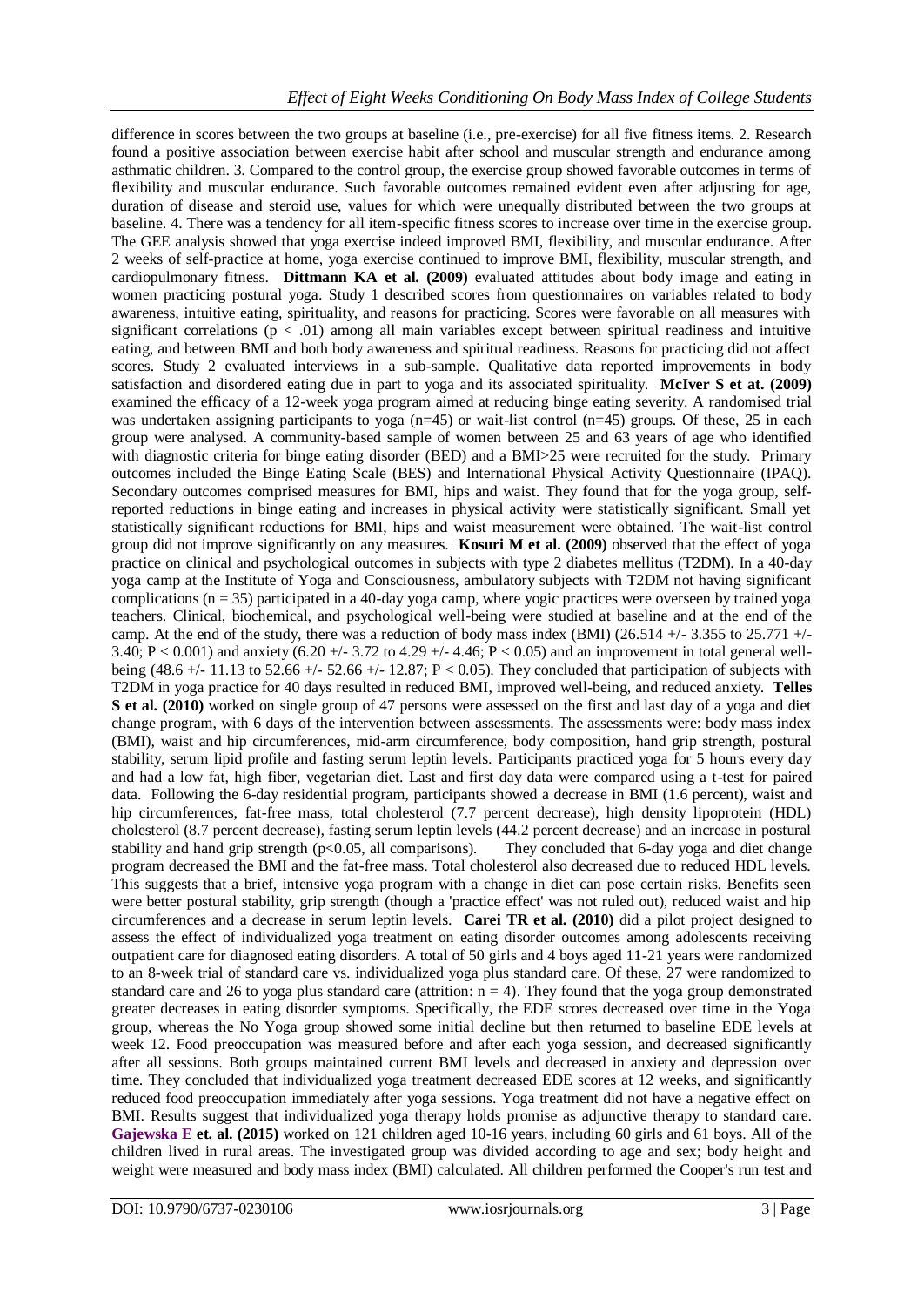difference in scores between the two groups at baseline (i.e., pre-exercise) for all five fitness items. 2. Research found a positive association between exercise habit after school and muscular strength and endurance among asthmatic children. 3. Compared to the control group, the exercise group showed favorable outcomes in terms of flexibility and muscular endurance. Such favorable outcomes remained evident even after adjusting for age, duration of disease and steroid use, values for which were unequally distributed between the two groups at baseline. 4. There was a tendency for all item-specific fitness scores to increase over time in the exercise group. The GEE analysis showed that yoga exercise indeed improved BMI, flexibility, and muscular endurance. After 2 weeks of self-practice at home, yoga exercise continued to improve BMI, flexibility, muscular strength, and cardiopulmonary fitness. **Dittmann KA et al. (2009)** evaluated attitudes about body image and eating in women practicing postural yoga. Study 1 described scores from questionnaires on variables related to body awareness, intuitive eating, spirituality, and reasons for practicing. Scores were favorable on all measures with significant correlations ($p < .01$) among all main variables except between spiritual readiness and intuitive eating, and between BMI and both body awareness and spiritual readiness. Reasons for practicing did not affect scores. Study 2 evaluated interviews in a sub-sample. Qualitative data reported improvements in body satisfaction and disordered eating due in part to yoga and its associated spirituality. **McIver S et at. (2009)** examined the efficacy of a 12-week yoga program aimed at reducing binge eating severity. A randomised trial was undertaken assigning participants to yoga (n=45) or wait-list control (n=45) groups. Of these, 25 in each group were analysed. A community-based sample of women between 25 and 63 years of age who identified with diagnostic criteria for binge eating disorder (BED) and a BMI>25 were recruited for the study. Primary outcomes included the Binge Eating Scale (BES) and International Physical Activity Questionnaire (IPAQ). Secondary outcomes comprised measures for BMI, hips and waist. They found that for the yoga group, self-reported reductions in binge eating and increases in physical activity were statistically significant. Small yet statistically significant reductions for BMI, hips and waist measurement were obtained. The wait-list control group did not improve significantly on any measures. **Kosuri M et al. (2009)** observed that the effect of yoga practice on clinical and psychological outcomes in subjects with type 2 diabetes mellitus (T2DM). In a 40-day yoga camp at the Institute of Yoga and Consciousness, ambulatory subjects with T2DM not having significant complications (n = 35) participated in a 40-day yoga camp, where yogic practices were overseen by trained yoga teachers. Clinical, biochemical, and psychological well-being were studied at baseline and at the end of the camp. At the end of the study, there was a reduction of body mass index (BMI) (26.514 +/- 3.355 to 25.771 +/- 3.40; $P < 0.001$) and anxiety (6.20 +/- 3.72 to 4.29 +/- 4.46; $P < 0.05$) and an improvement in total general well-being (48.6 +/- 11.13 to 52.66 +/- 52.66 +/- 12.87; $P < 0.05$). They concluded that participation of subjects with T2DM in yoga practice for 40 days resulted in reduced BMI, improved well-being, and reduced anxiety. **Telles S et al. (2010)** worked on single group of 47 persons were assessed on the first and last day of a yoga and diet change program, with 6 days of the intervention between assessments. The assessments were: body mass index (BMI), waist and hip circumferences, mid-arm circumference, body composition, hand grip strength, postural stability, serum lipid profile and fasting serum leptin levels. Participants practiced yoga for 5 hours every day and had a low fat, high fiber, vegetarian diet. Last and first day data were compared using a t-test for paired data. Following the 6-day residential program, participants showed a decrease in BMI (1.6 percent), waist and hip circumferences, fat-free mass, total cholesterol (7.7 percent decrease), high density lipoprotein (HDL) cholesterol (8.7 percent decrease), fasting serum leptin levels (44.2 percent decrease) and an increase in postural stability and hand grip strength ($p<0.05$, all comparisons). They concluded that 6-day yoga and diet change program decreased the BMI and the fat-free mass. Total cholesterol also decreased due to reduced HDL levels. This suggests that a brief, intensive yoga program with a change in diet can pose certain risks. Benefits seen were better postural stability, grip strength (though a 'practice effect' was not ruled out), reduced waist and hip circumferences and a decrease in serum leptin levels. **Carei TR et al. (2010)** did a pilot project designed to assess the effect of individualized yoga treatment on eating disorder outcomes among adolescents receiving outpatient care for diagnosed eating disorders. A total of 50 girls and 4 boys aged 11-21 years were randomized to an 8-week trial of standard care vs. individualized yoga plus standard care. Of these, 27 were randomized to standard care and 26 to yoga plus standard care (attrition: n = 4). They found that the yoga group demonstrated greater decreases in eating disorder symptoms. Specifically, the EDE scores decreased over time in the Yoga group, whereas the No Yoga group showed some initial decline but then returned to baseline EDE levels at week 12. Food preoccupation was measured before and after each yoga session, and decreased significantly after all sessions. Both groups maintained current BMI levels and decreased in anxiety and depression over time. They concluded that individualized yoga treatment decreased EDE scores at 12 weeks, and significantly reduced food preoccupation immediately after yoga sessions. Yoga treatment did not have a negative effect on BMI. Results suggest that individualized yoga therapy holds promise as adjunctive therapy to standard care. **Gajewska E et. al. (2015)** worked on 121 children aged 10-16 years, including 60 girls and 61 boys. All of the children lived in rural areas. The investigated group was divided according to age and sex; body height and weight were measured and body mass index (BMI) calculated. All children performed the Cooper's run test and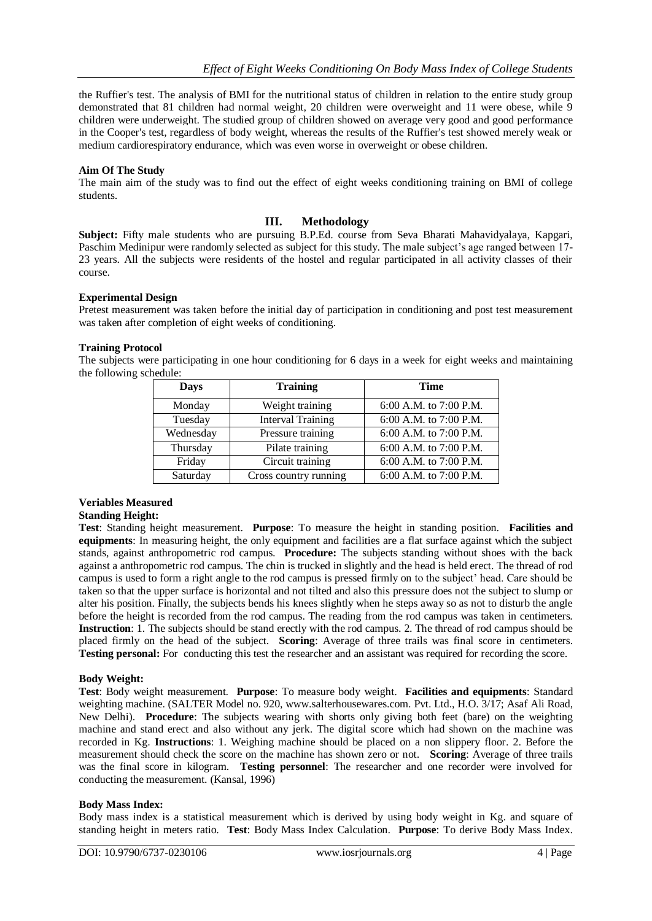the Ruffier's test. The analysis of BMI for the nutritional status of children in relation to the entire study group demonstrated that 81 children had normal weight, 20 children were overweight and 11 were obese, while 9 children were underweight. The studied group of children showed on average very good and good performance in the Cooper's test, regardless of body weight, whereas the results of the Ruffier's test showed merely weak or medium cardiorespiratory endurance, which was even worse in overweight or obese children.

**Aim Of The Study**

The main aim of the study was to find out the effect of eight weeks conditioning training on BMI of college students.

## III. Methodology

**Subject:** Fifty male students who are pursuing B.P.Ed. course from Seva Bharati Mahavidyalaya, Kapgari, Paschim Medinipur were randomly selected as subject for this study. The male subject's age ranged between 17-23 years. All the subjects were residents of the hostel and regular participated in all activity classes of their course.

**Experimental Design**

Pretest measurement was taken before the initial day of participation in conditioning and post test measurement was taken after completion of eight weeks of conditioning.

**Training Protocol**

The subjects were participating in one hour conditioning for 6 days in a week for eight weeks and maintaining the following schedule:

| Days | Training | Time |
|---|---|---|
| Monday | Weight training | 6:00 A.M. to 7:00 P.M. |
| Tuesday | Interval Training | 6:00 A.M. to 7:00 P.M. |
| Wednesday | Pressure training | 6:00 A.M. to 7:00 P.M. |
| Thursday | Pilate training | 6:00 A.M. to 7:00 P.M. |
| Friday | Circuit training | 6:00 A.M. to 7:00 P.M. |
| Saturday | Cross country running | 6:00 A.M. to 7:00 P.M. |

**Veriables Measured**

**Standing Height:**

**Test**: Standing height measurement. **Purpose**: To measure the height in standing position. **Facilities and equipments**: In measuring height, the only equipment and facilities are a flat surface against which the subject stands, against anthropometric rod campus. **Procedure:** The subjects standing without shoes with the back against a anthropometric rod campus. The chin is trucked in slightly and the head is held erect. The thread of rod campus is used to form a right angle to the rod campus is pressed firmly on to the subject' head. Care should be taken so that the upper surface is horizontal and not tilted and also this pressure does not the subject to slump or alter his position. Finally, the subjects bends his knees slightly when he steps away so as not to disturb the angle before the height is recorded from the rod campus. The reading from the rod campus was taken in centimeters. **Instruction**: 1. The subjects should be stand erectly with the rod campus. 2. The thread of rod campus should be placed firmly on the head of the subject. **Scoring**: Average of three trails was final score in centimeters. **Testing personal:** For conducting this test the researcher and an assistant was required for recording the score.

**Body Weight:**

**Test**: Body weight measurement. **Purpose**: To measure body weight. **Facilities and equipments**: Standard weighting machine. (SALTER Model no. 920, www.salterhousewares.com. Pvt. Ltd., H.O. 3/17; Asaf Ali Road, New Delhi). **Procedure**: The subjects wearing with shorts only giving both feet (bare) on the weighting machine and stand erect and also without any jerk. The digital score which had shown on the machine was recorded in Kg. **Instructions**: 1. Weighing machine should be placed on a non slippery floor. 2. Before the measurement should check the score on the machine has shown zero or not. **Scoring**: Average of three trails was the final score in kilogram. **Testing personnel**: The researcher and one recorder were involved for conducting the measurement. (Kansal, 1996)

**Body Mass Index:**

Body mass index is a statistical measurement which is derived by using body weight in Kg. and square of standing height in meters ratio. **Test**: Body Mass Index Calculation. **Purpose**: To derive Body Mass Index.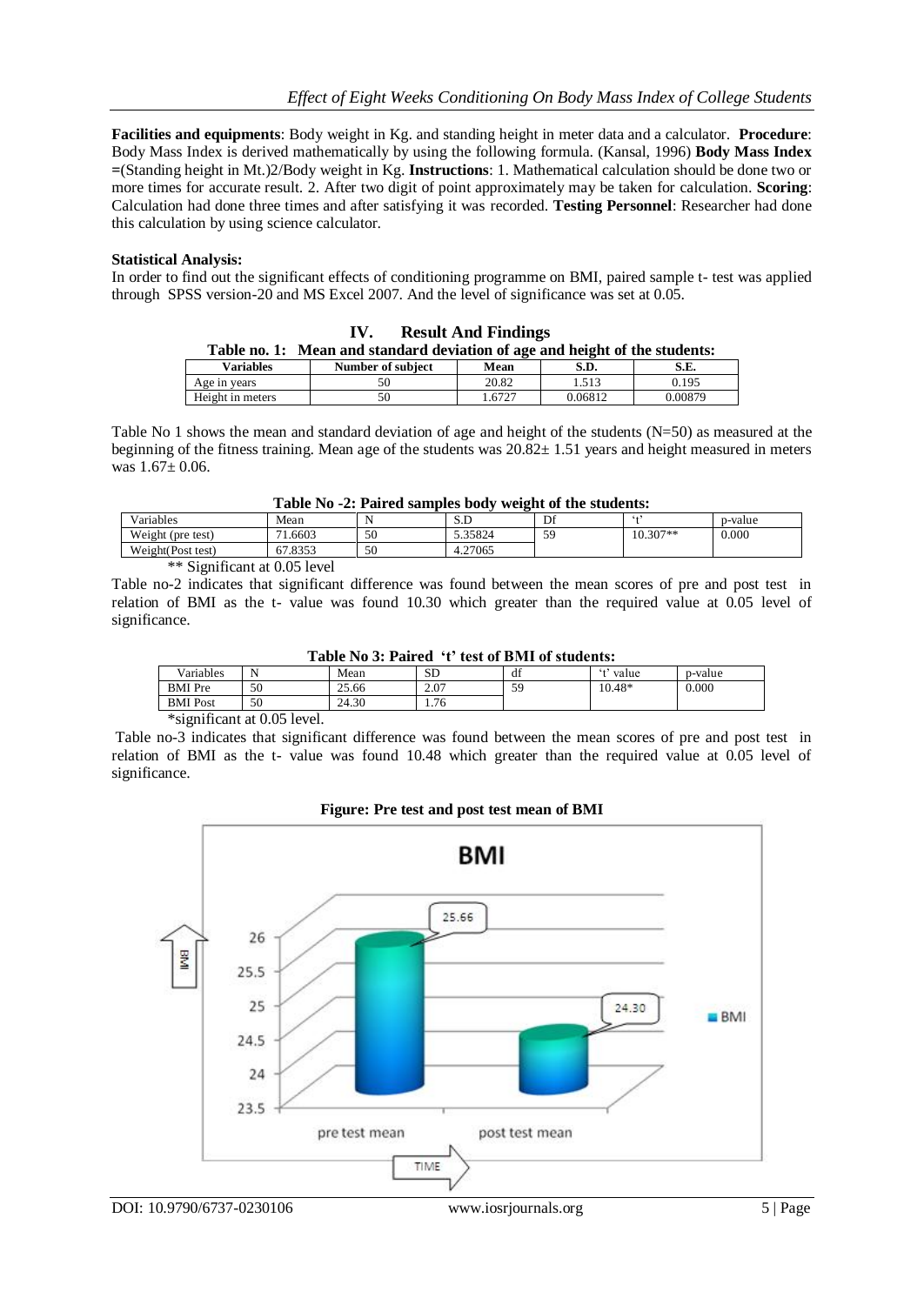**Facilities and equipments**: Body weight in Kg. and standing height in meter data and a calculator. **Procedure**: Body Mass Index is derived mathematically by using the following formula. (Kansal, 1996) **Body Mass Index =**(Standing height in Mt.)2/Body weight in Kg. **Instructions**: 1. Mathematical calculation should be done two or more times for accurate result. 2. After two digit of point approximately may be taken for calculation. **Scoring**: Calculation had done three times and after satisfying it was recorded. **Testing Personnel**: Researcher had done this calculation by using science calculator.

**Statistical Analysis:**

In order to find out the significant effects of conditioning programme on BMI, paired sample t- test was applied through SPSS version-20 and MS Excel 2007. And the level of significance was set at 0.05.

## IV. Result And Findings

**Table no. 1: Mean and standard deviation of age and height of the students:**

| Variables | Number of subject | Mean | S.D. | S.E. |
|---|---|---|---|---|
| Age in years | 50 | 20.82 | 1.513 | 0.195 |
| Height in meters | 50 | 1.6727 | 0.06812 | 0.00879 |

Table No 1 shows the mean and standard deviation of age and height of the students (N=50) as measured at the beginning of the fitness training. Mean age of the students was 20.82± 1.51 years and height measured in meters was 1.67± 0.06.

**Table No -2: Paired samples body weight of the students:**

| Variables | Mean | N | S.D | Df | 't' | p-value |
|---|---|---|---|---|---|---|
| Weight (pre test) | 71.6603 | 50 | 5.35824 | 59 | 10.307** | 0.000 |
| Weight(Post test) | 67.8353 | 50 | 4.27065 | | | |

** Significant at 0.05 level

Table no-2 indicates that significant difference was found between the mean scores of pre and post test in relation of BMI as the t- value was found 10.30 which greater than the required value at 0.05 level of significance.

**Table No 3: Paired 't' test of BMI of students:**

| Variables | N | Mean | SD | df | 't' value | p-value |
|---|---|---|---|---|---|---|
| BMI Pre | 50 | 25.66 | 2.07 | 59 | 10.48* | 0.000 |
| BMI Post | 50 | 24.30 | 1.76 | | | |

*significant at 0.05 level.

Table no-3 indicates that significant difference was found between the mean scores of pre and post test in relation of BMI as the t- value was found 10.48 which greater than the required value at 0.05 level of significance.

**Figure: Pre test and post test mean of BMI**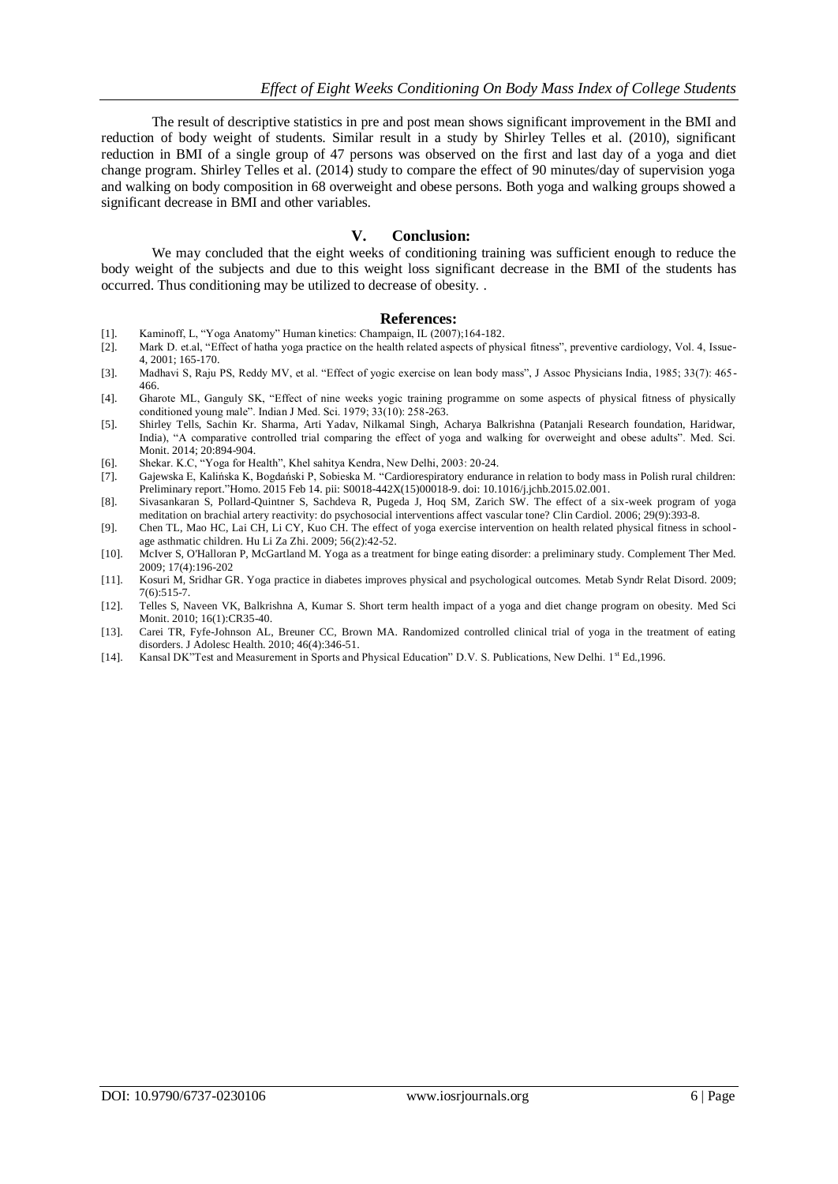The result of descriptive statistics in pre and post mean shows significant improvement in the BMI and reduction of body weight of students. Similar result in a study by Shirley Telles et al. (2010), significant reduction in BMI of a single group of 47 persons was observed on the first and last day of a yoga and diet change program. Shirley Telles et al. (2014) study to compare the effect of 90 minutes/day of supervision yoga and walking on body composition in 68 overweight and obese persons. Both yoga and walking groups showed a significant decrease in BMI and other variables.

## V. Conclusion:

We may concluded that the eight weeks of conditioning training was sufficient enough to reduce the body weight of the subjects and due to this weight loss significant decrease in the BMI of the students has occurred. Thus conditioning may be utilized to decrease of obesity. .

## References:

[1]. Kaminoff, L, "Yoga Anatomy" Human kinetics: Champaign, IL (2007);164-182.

[2]. Mark D. et.al, "Effect of hatha yoga practice on the health related aspects of physical fitness", preventive cardiology, Vol. 4, Issue-4, 2001; 165-170.

[3]. Madhavi S, Raju PS, Reddy MV, et al. "Effect of yogic exercise on lean body mass", J Assoc Physicians India, 1985; 33(7): 465-466.

[4]. Gharote ML, Ganguly SK, "Effect of nine weeks yogic training programme on some aspects of physical fitness of physically conditioned young male". Indian J Med. Sci. 1979; 33(10): 258-263.

[5]. Shirley Tells, Sachin Kr. Sharma, Arti Yadav, Nilkamal Singh, Acharya Balkrishna (Patanjali Research foundation, Haridwar, India), "A comparative controlled trial comparing the effect of yoga and walking for overweight and obese adults". Med. Sci. Monit. 2014; 20:894-904.

[6]. Shekar. K.C, "Yoga for Health", Khel sahitya Kendra, New Delhi, 2003: 20-24.

[7]. Gajewska E, Kalińska K, Bogdański P, Sobieska M. "Cardiorespiratory endurance in relation to body mass in Polish rural children: Preliminary report."Homo. 2015 Feb 14. pii: S0018-442X(15)00018-9. doi: 10.1016/j.jchb.2015.02.001.

[8]. Sivasankaran S, Pollard-Quintner S, Sachdeva R, Pugeda J, Hoq SM, Zarich SW. The effect of a six-week program of yoga meditation on brachial artery reactivity: do psychosocial interventions affect vascular tone? Clin Cardiol. 2006; 29(9):393-8.

[9]. Chen TL, Mao HC, Lai CH, Li CY, Kuo CH. The effect of yoga exercise intervention on health related physical fitness in school-age asthmatic children. Hu Li Za Zhi. 2009; 56(2):42-52.

[10]. McIver S, O'Halloran P, McGartland M. Yoga as a treatment for binge eating disorder: a preliminary study. Complement Ther Med. 2009; 17(4):196-202

[11]. Kosuri M, Sridhar GR. Yoga practice in diabetes improves physical and psychological outcomes. Metab Syndr Relat Disord. 2009; 7(6):515-7.

[12]. Telles S, Naveen VK, Balkrishna A, Kumar S. Short term health impact of a yoga and diet change program on obesity. Med Sci Monit. 2010; 16(1):CR35-40.

[13]. Carei TR, Fyfe-Johnson AL, Breuner CC, Brown MA. Randomized controlled clinical trial of yoga in the treatment of eating disorders. J Adolesc Health. 2010; 46(4):346-51.

[14]. Kansal DK"Test and Measurement in Sports and Physical Education" D.V. S. Publications, New Delhi. 1st Ed.,1996.